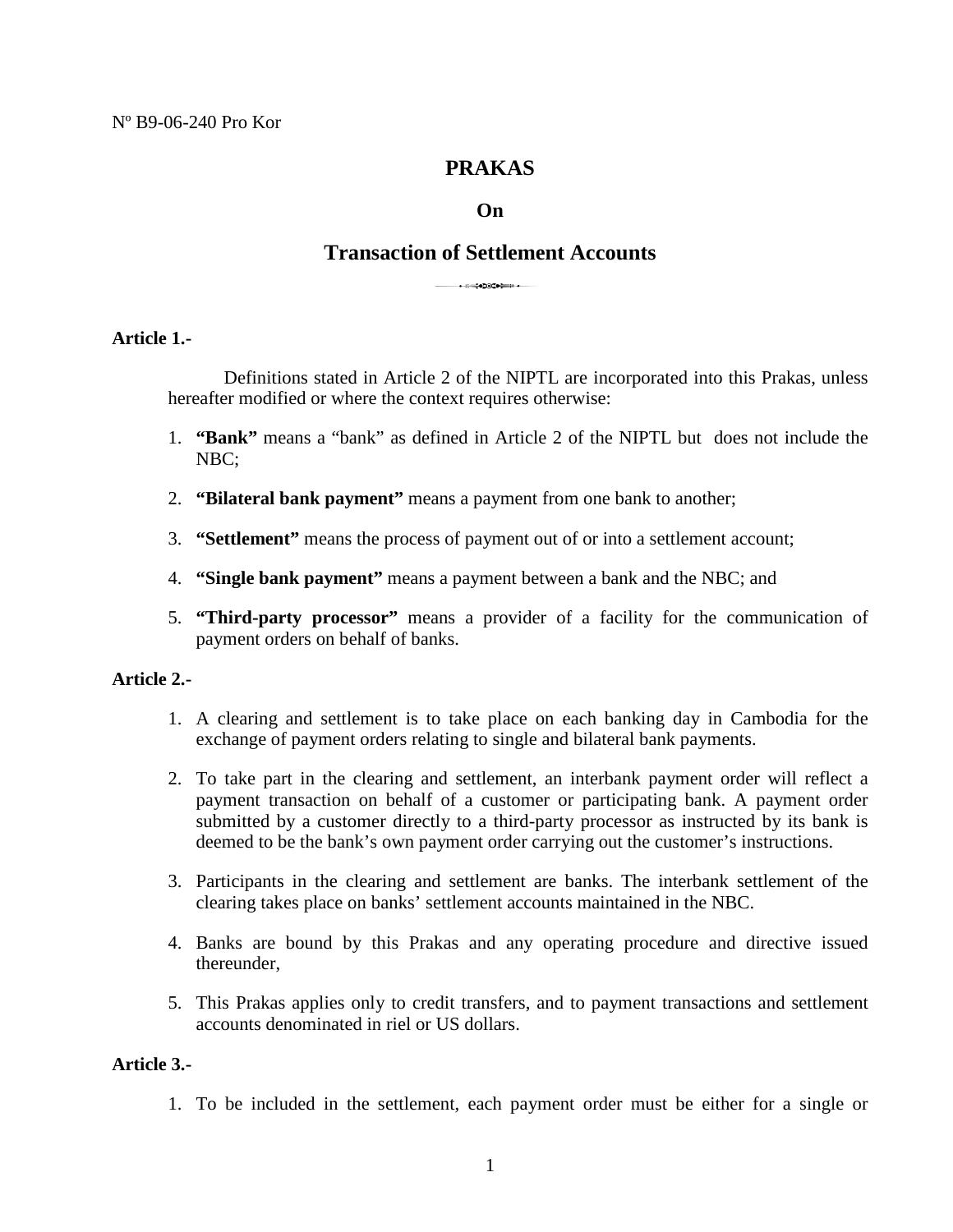Nº B9-06-240 Pro Kor

# PRAKAS

## On

## Transaction of Settlement Accounts

**Article 1.-**

Definitions stated in Article 2 of the NIPTL are incorporated into this Prakas, unless hereafter modified or where the context requires otherwise:

1. **“Bank”** means a “bank” as defined in Article 2 of the NIPTL but does not include the NBC;
2. **“Bilateral bank payment”** means a payment from one bank to another;
3. **“Settlement”** means the process of payment out of or into a settlement account;
4. **“Single bank payment”** means a payment between a bank and the NBC; and
5. **“Third-party processor”** means a provider of a facility for the communication of payment orders on behalf of banks.

**Article 2.-**

1. A clearing and settlement is to take place on each banking day in Cambodia for the exchange of payment orders relating to single and bilateral bank payments.
2. To take part in the clearing and settlement, an interbank payment order will reflect a payment transaction on behalf of a customer or participating bank. A payment order submitted by a customer directly to a third-party processor as instructed by its bank is deemed to be the bank’s own payment order carrying out the customer’s instructions.
3. Participants in the clearing and settlement are banks. The interbank settlement of the clearing takes place on banks’ settlement accounts maintained in the NBC.
4. Banks are bound by this Prakas and any operating procedure and directive issued thereunder,
5. This Prakas applies only to credit transfers, and to payment transactions and settlement accounts denominated in riel or US dollars.

**Article 3.-**

1. To be included in the settlement, each payment order must be either for a single or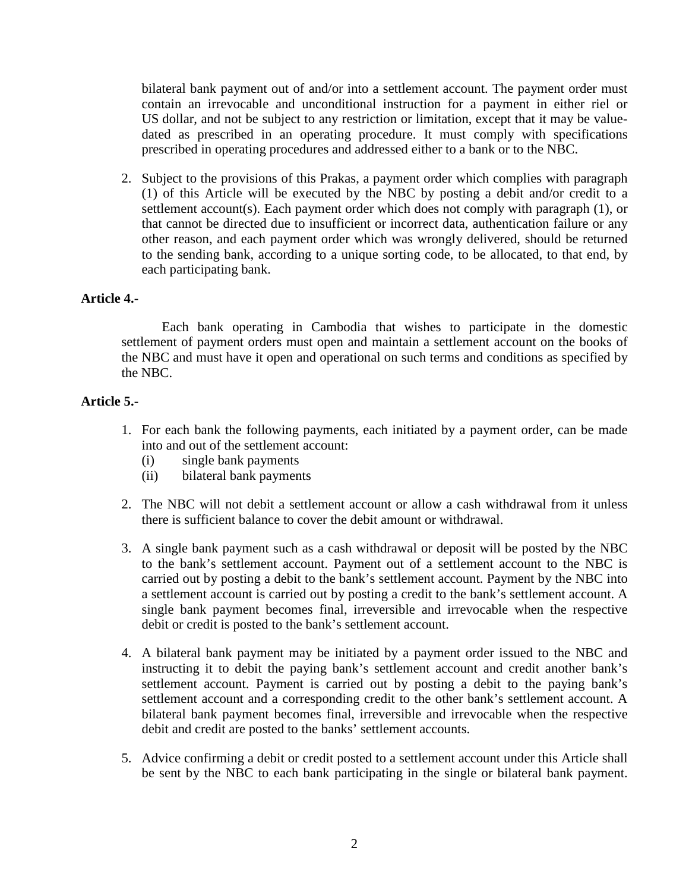bilateral bank payment out of and/or into a settlement account. The payment order must contain an irrevocable and unconditional instruction for a payment in either riel or US dollar, and not be subject to any restriction or limitation, except that it may be value-dated as prescribed in an operating procedure. It must comply with specifications prescribed in operating procedures and addressed either to a bank or to the NBC.

2. Subject to the provisions of this Prakas, a payment order which complies with paragraph (1) of this Article will be executed by the NBC by posting a debit and/or credit to a settlement account(s). Each payment order which does not comply with paragraph (1), or that cannot be directed due to insufficient or incorrect data, authentication failure or any other reason, and each payment order which was wrongly delivered, should be returned to the sending bank, according to a unique sorting code, to be allocated, to that end, by each participating bank.

**Article 4.-**

Each bank operating in Cambodia that wishes to participate in the domestic settlement of payment orders must open and maintain a settlement account on the books of the NBC and must have it open and operational on such terms and conditions as specified by the NBC.

**Article 5.-**

1. For each bank the following payments, each initiated by a payment order, can be made into and out of the settlement account:
   (i) single bank payments
   (ii) bilateral bank payments

2. The NBC will not debit a settlement account or allow a cash withdrawal from it unless there is sufficient balance to cover the debit amount or withdrawal.

3. A single bank payment such as a cash withdrawal or deposit will be posted by the NBC to the bank's settlement account. Payment out of a settlement account to the NBC is carried out by posting a debit to the bank's settlement account. Payment by the NBC into a settlement account is carried out by posting a credit to the bank's settlement account. A single bank payment becomes final, irreversible and irrevocable when the respective debit or credit is posted to the bank's settlement account.

4. A bilateral bank payment may be initiated by a payment order issued to the NBC and instructing it to debit the paying bank's settlement account and credit another bank's settlement account. Payment is carried out by posting a debit to the paying bank's settlement account and a corresponding credit to the other bank's settlement account. A bilateral bank payment becomes final, irreversible and irrevocable when the respective debit and credit are posted to the banks' settlement accounts.

5. Advice confirming a debit or credit posted to a settlement account under this Article shall be sent by the NBC to each bank participating in the single or bilateral bank payment.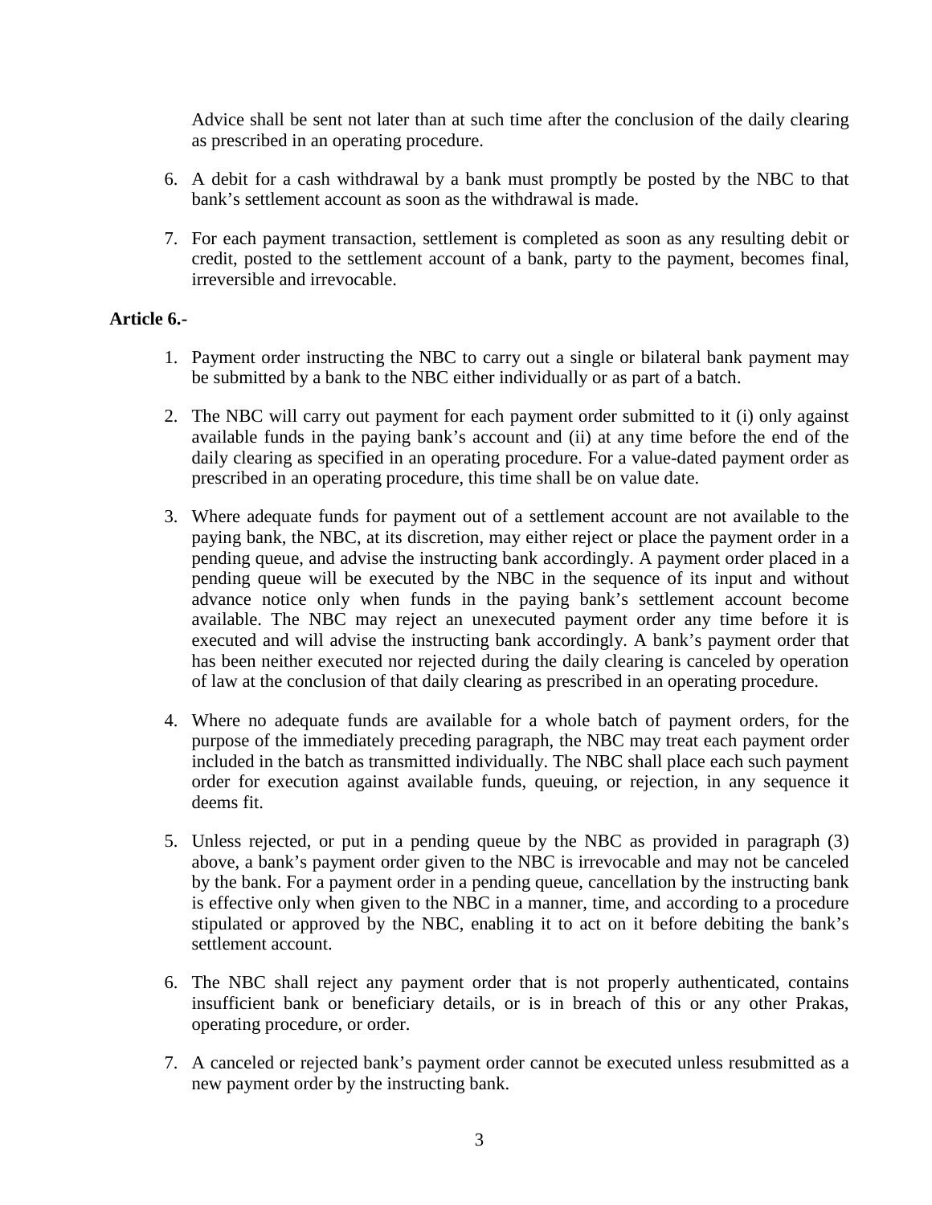Advice shall be sent not later than at such time after the conclusion of the daily clearing as prescribed in an operating procedure.

6. A debit for a cash withdrawal by a bank must promptly be posted by the NBC to that bank's settlement account as soon as the withdrawal is made.

7. For each payment transaction, settlement is completed as soon as any resulting debit or credit, posted to the settlement account of a bank, party to the payment, becomes final, irreversible and irrevocable.

**Article 6.-**

1. Payment order instructing the NBC to carry out a single or bilateral bank payment may be submitted by a bank to the NBC either individually or as part of a batch.

2. The NBC will carry out payment for each payment order submitted to it (i) only against available funds in the paying bank's account and (ii) at any time before the end of the daily clearing as specified in an operating procedure. For a value-dated payment order as prescribed in an operating procedure, this time shall be on value date.

3. Where adequate funds for payment out of a settlement account are not available to the paying bank, the NBC, at its discretion, may either reject or place the payment order in a pending queue, and advise the instructing bank accordingly. A payment order placed in a pending queue will be executed by the NBC in the sequence of its input and without advance notice only when funds in the paying bank's settlement account become available. The NBC may reject an unexecuted payment order any time before it is executed and will advise the instructing bank accordingly. A bank's payment order that has been neither executed nor rejected during the daily clearing is canceled by operation of law at the conclusion of that daily clearing as prescribed in an operating procedure.

4. Where no adequate funds are available for a whole batch of payment orders, for the purpose of the immediately preceding paragraph, the NBC may treat each payment order included in the batch as transmitted individually. The NBC shall place each such payment order for execution against available funds, queuing, or rejection, in any sequence it deems fit.

5. Unless rejected, or put in a pending queue by the NBC as provided in paragraph (3) above, a bank's payment order given to the NBC is irrevocable and may not be canceled by the bank. For a payment order in a pending queue, cancellation by the instructing bank is effective only when given to the NBC in a manner, time, and according to a procedure stipulated or approved by the NBC, enabling it to act on it before debiting the bank's settlement account.

6. The NBC shall reject any payment order that is not properly authenticated, contains insufficient bank or beneficiary details, or is in breach of this or any other Prakas, operating procedure, or order.

7. A canceled or rejected bank's payment order cannot be executed unless resubmitted as a new payment order by the instructing bank.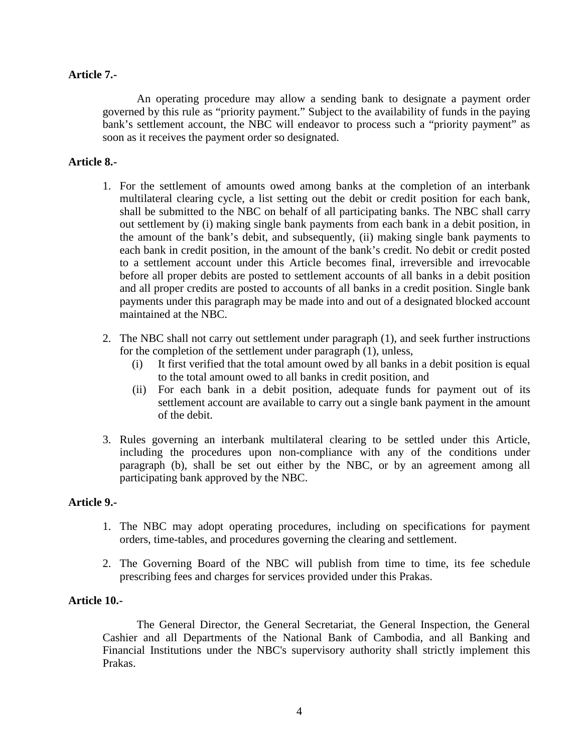**Article 7.-**

An operating procedure may allow a sending bank to designate a payment order governed by this rule as "priority payment." Subject to the availability of funds in the paying bank's settlement account, the NBC will endeavor to process such a "priority payment" as soon as it receives the payment order so designated.

**Article 8.-**

1. For the settlement of amounts owed among banks at the completion of an interbank multilateral clearing cycle, a list setting out the debit or credit position for each bank, shall be submitted to the NBC on behalf of all participating banks. The NBC shall carry out settlement by (i) making single bank payments from each bank in a debit position, in the amount of the bank's debit, and subsequently, (ii) making single bank payments to each bank in credit position, in the amount of the bank's credit. No debit or credit posted to a settlement account under this Article becomes final, irreversible and irrevocable before all proper debits are posted to settlement accounts of all banks in a debit position and all proper credits are posted to accounts of all banks in a credit position. Single bank payments under this paragraph may be made into and out of a designated blocked account maintained at the NBC.

2. The NBC shall not carry out settlement under paragraph (1), and seek further instructions for the completion of the settlement under paragraph (1), unless,
   (i) It first verified that the total amount owed by all banks in a debit position is equal to the total amount owed to all banks in credit position, and
   (ii) For each bank in a debit position, adequate funds for payment out of its settlement account are available to carry out a single bank payment in the amount of the debit.

3. Rules governing an interbank multilateral clearing to be settled under this Article, including the procedures upon non-compliance with any of the conditions under paragraph (b), shall be set out either by the NBC, or by an agreement among all participating bank approved by the NBC.

**Article 9.-**

1. The NBC may adopt operating procedures, including on specifications for payment orders, time-tables, and procedures governing the clearing and settlement.

2. The Governing Board of the NBC will publish from time to time, its fee schedule prescribing fees and charges for services provided under this Prakas.

**Article 10.-**

The General Director, the General Secretariat, the General Inspection, the General Cashier and all Departments of the National Bank of Cambodia, and all Banking and Financial Institutions under the NBC's supervisory authority shall strictly implement this Prakas.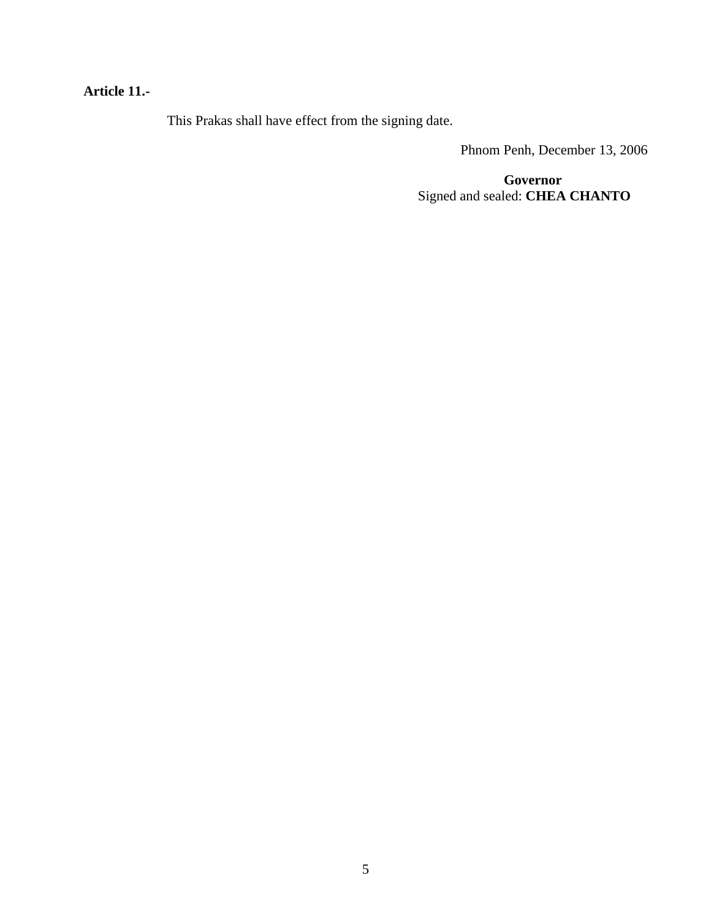**Article 11.-**

This Prakas shall have effect from the signing date.

Phnom Penh, December 13, 2006

**Governor**

Signed and sealed: **CHEA CHANTO**